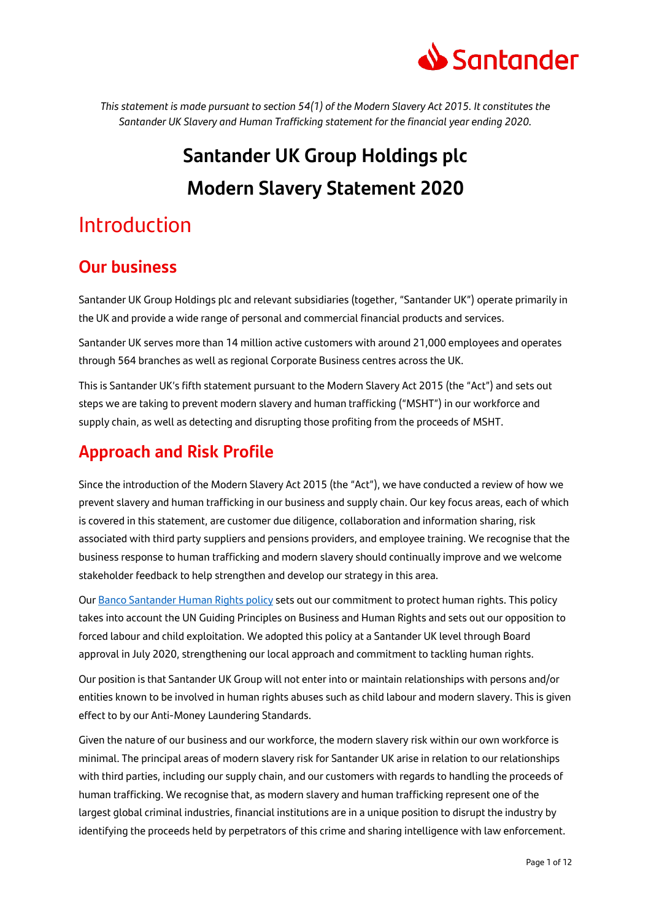*This statement is made pursuant to section 54(1) of the Modern Slavery Act 2015. It constitutes the Santander UK Slavery and Human Trafficking statement for the financial year ending 2020.*

# Santander UK Group Holdings plc

# Modern Slavery Statement 2020

# Introduction

## Our business

Santander UK Group Holdings plc and relevant subsidiaries (together, "Santander UK") operate primarily in the UK and provide a wide range of personal and commercial financial products and services.

Santander UK serves more than 14 million active customers with around 21,000 employees and operates through 564 branches as well as regional Corporate Business centres across the UK.

This is Santander UK's fifth statement pursuant to the Modern Slavery Act 2015 (the "Act") and sets out steps we are taking to prevent modern slavery and human trafficking ("MSHT") in our workforce and supply chain, as well as detecting and disrupting those profiting from the proceeds of MSHT.

## Approach and Risk Profile

Since the introduction of the Modern Slavery Act 2015 (the "Act"), we have conducted a review of how we prevent slavery and human trafficking in our business and supply chain. Our key focus areas, each of which is covered in this statement, are customer due diligence, collaboration and information sharing, risk associated with third party suppliers and pensions providers, and employee training. We recognise that the business response to human trafficking and modern slavery should continually improve and we welcome stakeholder feedback to help strengthen and develop our strategy in this area.

Our Banco Santander Human Rights policy sets out our commitment to protect human rights. This policy takes into account the UN Guiding Principles on Business and Human Rights and sets out our opposition to forced labour and child exploitation. We adopted this policy at a Santander UK level through Board approval in July 2020, strengthening our local approach and commitment to tackling human rights.

Our position is that Santander UK Group will not enter into or maintain relationships with persons and/or entities known to be involved in human rights abuses such as child labour and modern slavery. This is given effect to by our Anti-Money Laundering Standards.

Given the nature of our business and our workforce, the modern slavery risk within our own workforce is minimal. The principal areas of modern slavery risk for Santander UK arise in relation to our relationships with third parties, including our supply chain, and our customers with regards to handling the proceeds of human trafficking. We recognise that, as modern slavery and human trafficking represent one of the largest global criminal industries, financial institutions are in a unique position to disrupt the industry by identifying the proceeds held by perpetrators of this crime and sharing intelligence with law enforcement.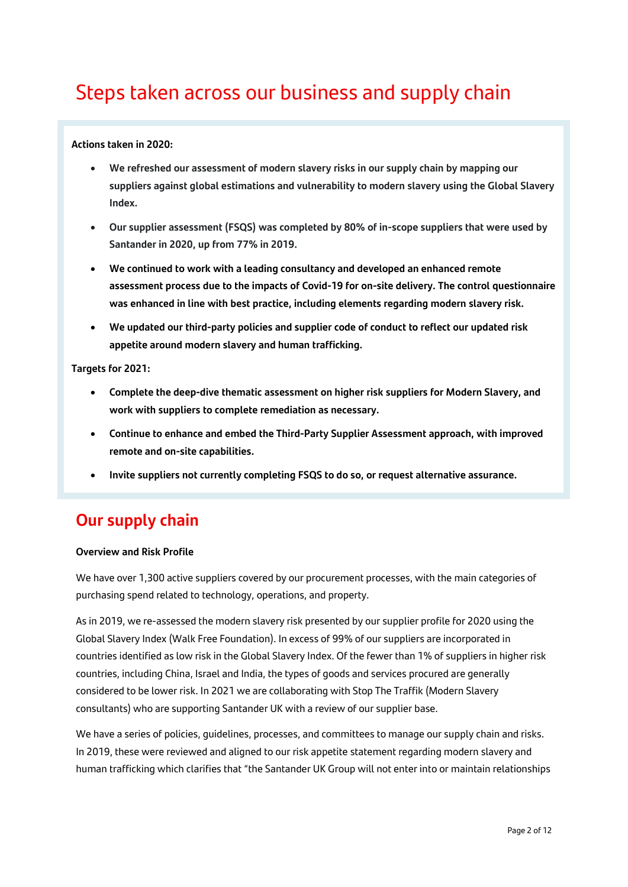# Steps taken across our business and supply chain

**Actions taken in 2020:**

- **We refreshed our assessment of modern slavery risks in our supply chain by mapping our suppliers against global estimations and vulnerability to modern slavery using the Global Slavery Index.**
- **Our supplier assessment (FSQS) was completed by 80% of in-scope suppliers that were used by Santander in 2020, up from 77% in 2019.**
- **We continued to work with a leading consultancy and developed an enhanced remote assessment process due to the impacts of Covid-19 for on-site delivery. The control questionnaire was enhanced in line with best practice, including elements regarding modern slavery risk.**
- **We updated our third-party policies and supplier code of conduct to reflect our updated risk appetite around modern slavery and human trafficking.**

**Targets for 2021:**

- **Complete the deep-dive thematic assessment on higher risk suppliers for Modern Slavery, and work with suppliers to complete remediation as necessary.**
- **Continue to enhance and embed the Third-Party Supplier Assessment approach, with improved remote and on-site capabilities.**
- **Invite suppliers not currently completing FSQS to do so, or request alternative assurance.**

## Our supply chain

**Overview and Risk Profile**

We have over 1,300 active suppliers covered by our procurement processes, with the main categories of purchasing spend related to technology, operations, and property.

As in 2019, we re-assessed the modern slavery risk presented by our supplier profile for 2020 using the Global Slavery Index (Walk Free Foundation). In excess of 99% of our suppliers are incorporated in countries identified as low risk in the Global Slavery Index. Of the fewer than 1% of suppliers in higher risk countries, including China, Israel and India, the types of goods and services procured are generally considered to be lower risk. In 2021 we are collaborating with Stop The Traffik (Modern Slavery consultants) who are supporting Santander UK with a review of our supplier base.

We have a series of policies, guidelines, processes, and committees to manage our supply chain and risks. In 2019, these were reviewed and aligned to our risk appetite statement regarding modern slavery and human trafficking which clarifies that "the Santander UK Group will not enter into or maintain relationships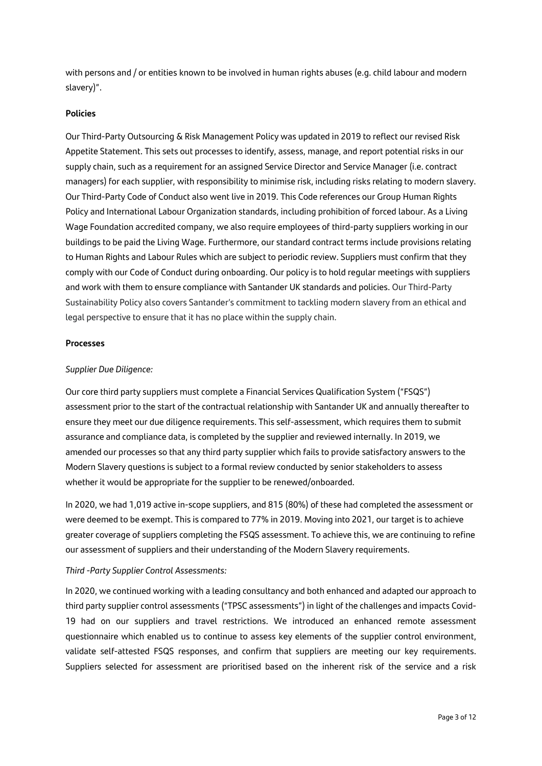with persons and / or entities known to be involved in human rights abuses (e.g. child labour and modern slavery)".

**Policies**

Our Third-Party Outsourcing & Risk Management Policy was updated in 2019 to reflect our revised Risk Appetite Statement. This sets out processes to identify, assess, manage, and report potential risks in our supply chain, such as a requirement for an assigned Service Director and Service Manager (i.e. contract managers) for each supplier, with responsibility to minimise risk, including risks relating to modern slavery. Our Third-Party Code of Conduct also went live in 2019. This Code references our Group Human Rights Policy and International Labour Organization standards, including prohibition of forced labour. As a Living Wage Foundation accredited company, we also require employees of third-party suppliers working in our buildings to be paid the Living Wage. Furthermore, our standard contract terms include provisions relating to Human Rights and Labour Rules which are subject to periodic review. Suppliers must confirm that they comply with our Code of Conduct during onboarding. Our policy is to hold regular meetings with suppliers and work with them to ensure compliance with Santander UK standards and policies. Our Third-Party Sustainability Policy also covers Santander's commitment to tackling modern slavery from an ethical and legal perspective to ensure that it has no place within the supply chain.

**Processes**

*Supplier Due Diligence:*

Our core third party suppliers must complete a Financial Services Qualification System ("FSQS") assessment prior to the start of the contractual relationship with Santander UK and annually thereafter to ensure they meet our due diligence requirements. This self-assessment, which requires them to submit assurance and compliance data, is completed by the supplier and reviewed internally. In 2019, we amended our processes so that any third party supplier which fails to provide satisfactory answers to the Modern Slavery questions is subject to a formal review conducted by senior stakeholders to assess whether it would be appropriate for the supplier to be renewed/onboarded.

In 2020, we had 1,019 active in-scope suppliers, and 815 (80%) of these had completed the assessment or were deemed to be exempt. This is compared to 77% in 2019. Moving into 2021, our target is to achieve greater coverage of suppliers completing the FSQS assessment. To achieve this, we are continuing to refine our assessment of suppliers and their understanding of the Modern Slavery requirements.

*Third -Party Supplier Control Assessments:*

In 2020, we continued working with a leading consultancy and both enhanced and adapted our approach to third party supplier control assessments ("TPSC assessments") in light of the challenges and impacts Covid-19 had on our suppliers and travel restrictions. We introduced an enhanced remote assessment questionnaire which enabled us to continue to assess key elements of the supplier control environment, validate self-attested FSQS responses, and confirm that suppliers are meeting our key requirements. Suppliers selected for assessment are prioritised based on the inherent risk of the service and a risk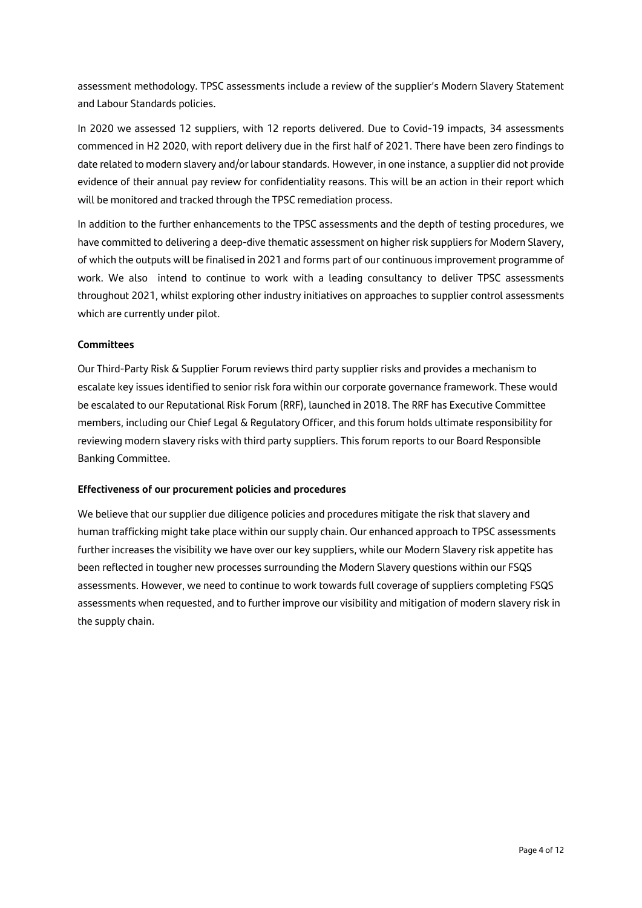assessment methodology. TPSC assessments include a review of the supplier's Modern Slavery Statement and Labour Standards policies.

In 2020 we assessed 12 suppliers, with 12 reports delivered. Due to Covid-19 impacts, 34 assessments commenced in H2 2020, with report delivery due in the first half of 2021. There have been zero findings to date related to modern slavery and/or labour standards. However, in one instance, a supplier did not provide evidence of their annual pay review for confidentiality reasons. This will be an action in their report which will be monitored and tracked through the TPSC remediation process.

In addition to the further enhancements to the TPSC assessments and the depth of testing procedures, we have committed to delivering a deep-dive thematic assessment on higher risk suppliers for Modern Slavery, of which the outputs will be finalised in 2021 and forms part of our continuous improvement programme of work. We also intend to continue to work with a leading consultancy to deliver TPSC assessments throughout 2021, whilst exploring other industry initiatives on approaches to supplier control assessments which are currently under pilot.

**Committees**

Our Third-Party Risk & Supplier Forum reviews third party supplier risks and provides a mechanism to escalate key issues identified to senior risk fora within our corporate governance framework. These would be escalated to our Reputational Risk Forum (RRF), launched in 2018. The RRF has Executive Committee members, including our Chief Legal & Regulatory Officer, and this forum holds ultimate responsibility for reviewing modern slavery risks with third party suppliers. This forum reports to our Board Responsible Banking Committee.

**Effectiveness of our procurement policies and procedures**

We believe that our supplier due diligence policies and procedures mitigate the risk that slavery and human trafficking might take place within our supply chain. Our enhanced approach to TPSC assessments further increases the visibility we have over our key suppliers, while our Modern Slavery risk appetite has been reflected in tougher new processes surrounding the Modern Slavery questions within our FSQS assessments. However, we need to continue to work towards full coverage of suppliers completing FSQS assessments when requested, and to further improve our visibility and mitigation of modern slavery risk in the supply chain.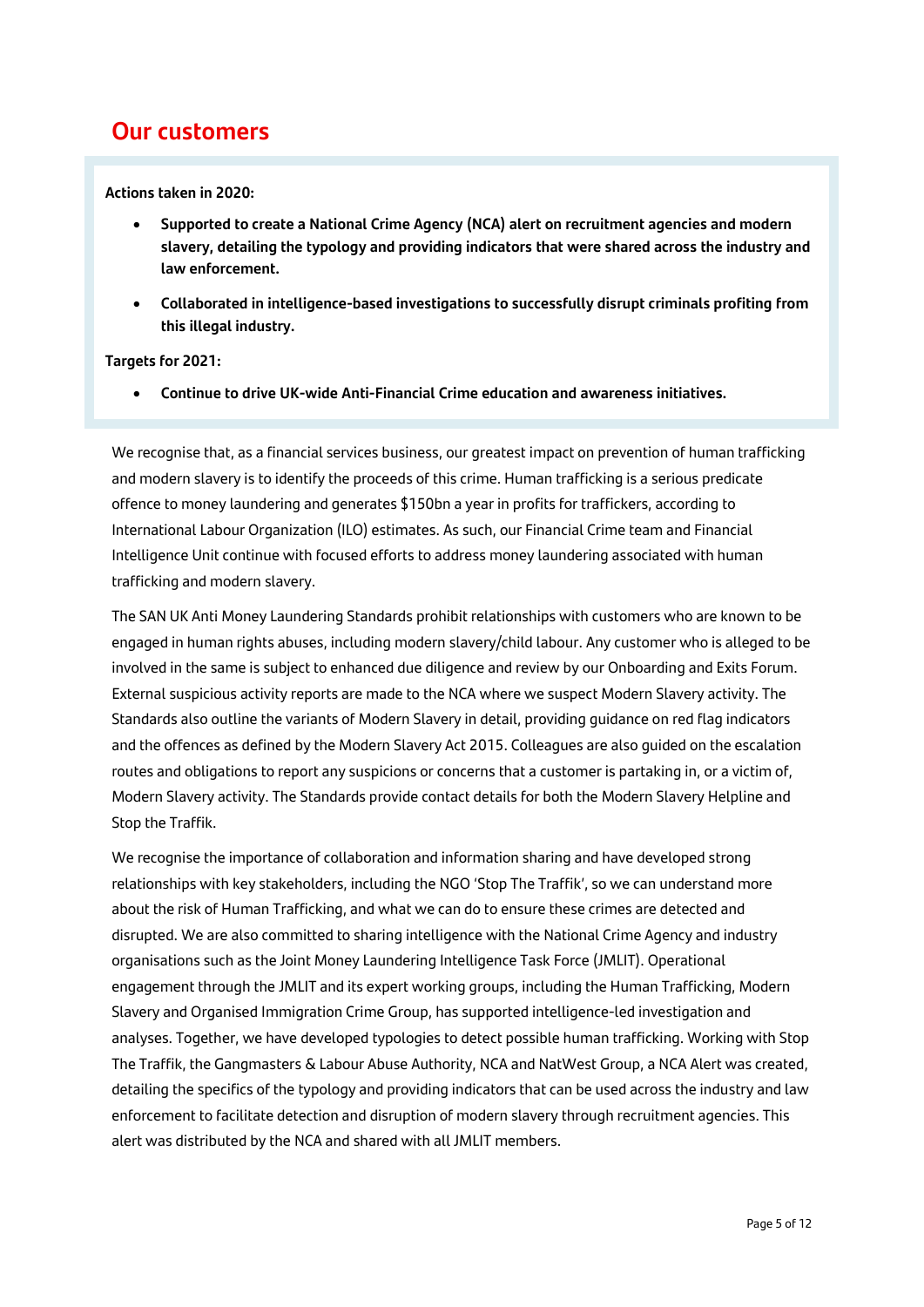## Our customers

**Actions taken in 2020:**

- **Supported to create a National Crime Agency (NCA) alert on recruitment agencies and modern slavery, detailing the typology and providing indicators that were shared across the industry and law enforcement.**
- **Collaborated in intelligence-based investigations to successfully disrupt criminals profiting from this illegal industry.**

**Targets for 2021:**

- **Continue to drive UK-wide Anti-Financial Crime education and awareness initiatives.**

We recognise that, as a financial services business, our greatest impact on prevention of human trafficking and modern slavery is to identify the proceeds of this crime. Human trafficking is a serious predicate offence to money laundering and generates $150bn a year in profits for traffickers, according to International Labour Organization (ILO) estimates. As such, our Financial Crime team and Financial Intelligence Unit continue with focused efforts to address money laundering associated with human trafficking and modern slavery.

The SAN UK Anti Money Laundering Standards prohibit relationships with customers who are known to be engaged in human rights abuses, including modern slavery/child labour. Any customer who is alleged to be involved in the same is subject to enhanced due diligence and review by our Onboarding and Exits Forum. External suspicious activity reports are made to the NCA where we suspect Modern Slavery activity. The Standards also outline the variants of Modern Slavery in detail, providing guidance on red flag indicators and the offences as defined by the Modern Slavery Act 2015. Colleagues are also guided on the escalation routes and obligations to report any suspicions or concerns that a customer is partaking in, or a victim of, Modern Slavery activity. The Standards provide contact details for both the Modern Slavery Helpline and Stop the Traffik.

We recognise the importance of collaboration and information sharing and have developed strong relationships with key stakeholders, including the NGO 'Stop The Traffik', so we can understand more about the risk of Human Trafficking, and what we can do to ensure these crimes are detected and disrupted. We are also committed to sharing intelligence with the National Crime Agency and industry organisations such as the Joint Money Laundering Intelligence Task Force (JMLIT). Operational engagement through the JMLIT and its expert working groups, including the Human Trafficking, Modern Slavery and Organised Immigration Crime Group, has supported intelligence-led investigation and analyses. Together, we have developed typologies to detect possible human trafficking. Working with Stop The Traffik, the Gangmasters & Labour Abuse Authority, NCA and NatWest Group, a NCA Alert was created, detailing the specifics of the typology and providing indicators that can be used across the industry and law enforcement to facilitate detection and disruption of modern slavery through recruitment agencies. This alert was distributed by the NCA and shared with all JMLIT members.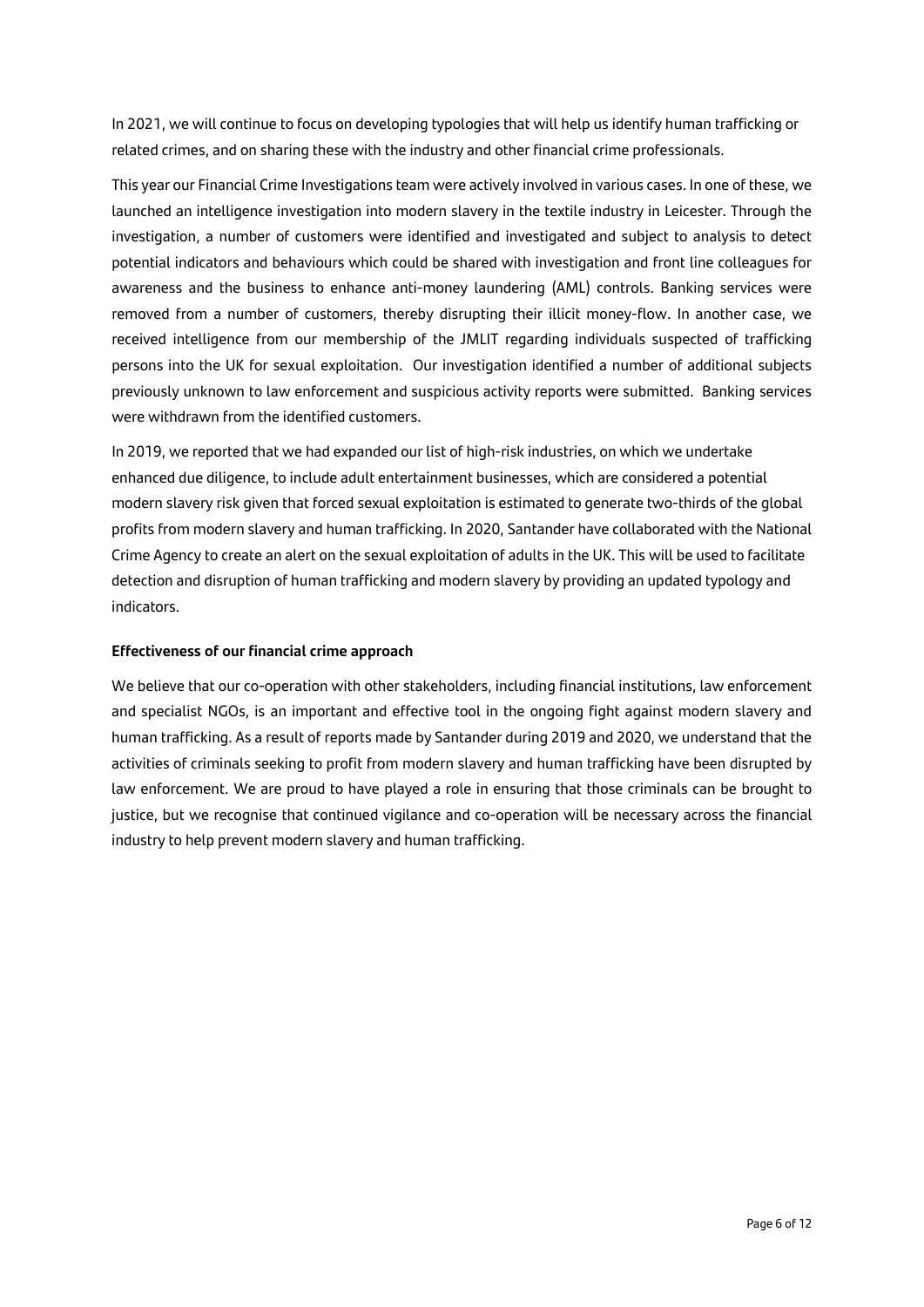In 2021, we will continue to focus on developing typologies that will help us identify human trafficking or related crimes, and on sharing these with the industry and other financial crime professionals.

This year our Financial Crime Investigations team were actively involved in various cases. In one of these, we launched an intelligence investigation into modern slavery in the textile industry in Leicester. Through the investigation, a number of customers were identified and investigated and subject to analysis to detect potential indicators and behaviours which could be shared with investigation and front line colleagues for awareness and the business to enhance anti-money laundering (AML) controls. Banking services were removed from a number of customers, thereby disrupting their illicit money-flow. In another case, we received intelligence from our membership of the JMLIT regarding individuals suspected of trafficking persons into the UK for sexual exploitation. Our investigation identified a number of additional subjects previously unknown to law enforcement and suspicious activity reports were submitted. Banking services were withdrawn from the identified customers.

In 2019, we reported that we had expanded our list of high-risk industries, on which we undertake enhanced due diligence, to include adult entertainment businesses, which are considered a potential modern slavery risk given that forced sexual exploitation is estimated to generate two-thirds of the global profits from modern slavery and human trafficking. In 2020, Santander have collaborated with the National Crime Agency to create an alert on the sexual exploitation of adults in the UK. This will be used to facilitate detection and disruption of human trafficking and modern slavery by providing an updated typology and indicators.

**Effectiveness of our financial crime approach**

We believe that our co-operation with other stakeholders, including financial institutions, law enforcement and specialist NGOs, is an important and effective tool in the ongoing fight against modern slavery and human trafficking. As a result of reports made by Santander during 2019 and 2020, we understand that the activities of criminals seeking to profit from modern slavery and human trafficking have been disrupted by law enforcement. We are proud to have played a role in ensuring that those criminals can be brought to justice, but we recognise that continued vigilance and co-operation will be necessary across the financial industry to help prevent modern slavery and human trafficking.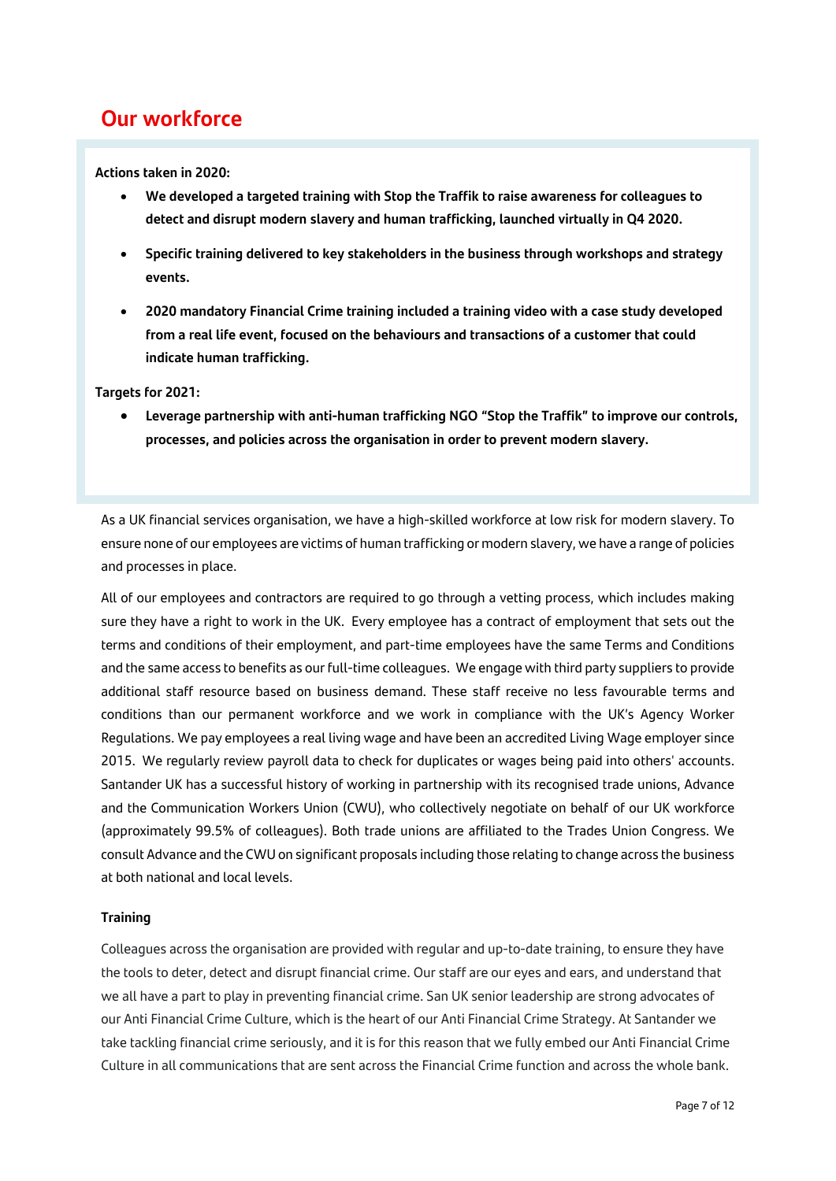## Our workforce

**Actions taken in 2020:**

- **We developed a targeted training with Stop the Traffik to raise awareness for colleagues to detect and disrupt modern slavery and human trafficking, launched virtually in Q4 2020.**
- **Specific training delivered to key stakeholders in the business through workshops and strategy events.**
- **2020 mandatory Financial Crime training included a training video with a case study developed from a real life event, focused on the behaviours and transactions of a customer that could indicate human trafficking.**

**Targets for 2021:**

- **Leverage partnership with anti-human trafficking NGO "Stop the Traffik" to improve our controls, processes, and policies across the organisation in order to prevent modern slavery.**

As a UK financial services organisation, we have a high-skilled workforce at low risk for modern slavery. To ensure none of our employees are victims of human trafficking or modern slavery, we have a range of policies and processes in place.

All of our employees and contractors are required to go through a vetting process, which includes making sure they have a right to work in the UK. Every employee has a contract of employment that sets out the terms and conditions of their employment, and part-time employees have the same Terms and Conditions and the same access to benefits as our full-time colleagues. We engage with third party suppliers to provide additional staff resource based on business demand. These staff receive no less favourable terms and conditions than our permanent workforce and we work in compliance with the UK's Agency Worker Regulations. We pay employees a real living wage and have been an accredited Living Wage employer since 2015. We regularly review payroll data to check for duplicates or wages being paid into others' accounts. Santander UK has a successful history of working in partnership with its recognised trade unions, Advance and the Communication Workers Union (CWU), who collectively negotiate on behalf of our UK workforce (approximately 99.5% of colleagues). Both trade unions are affiliated to the Trades Union Congress. We consult Advance and the CWU on significant proposals including those relating to change across the business at both national and local levels.

### Training

Colleagues across the organisation are provided with regular and up-to-date training, to ensure they have the tools to deter, detect and disrupt financial crime. Our staff are our eyes and ears, and understand that we all have a part to play in preventing financial crime. San UK senior leadership are strong advocates of our Anti Financial Crime Culture, which is the heart of our Anti Financial Crime Strategy. At Santander we take tackling financial crime seriously, and it is for this reason that we fully embed our Anti Financial Crime Culture in all communications that are sent across the Financial Crime function and across the whole bank.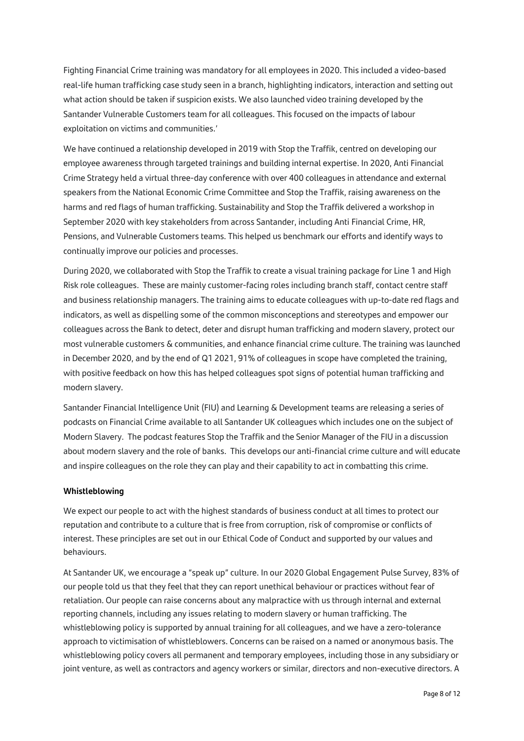Fighting Financial Crime training was mandatory for all employees in 2020. This included a video-based real-life human trafficking case study seen in a branch, highlighting indicators, interaction and setting out what action should be taken if suspicion exists. We also launched video training developed by the Santander Vulnerable Customers team for all colleagues. This focused on the impacts of labour exploitation on victims and communities.'

We have continued a relationship developed in 2019 with Stop the Traffik, centred on developing our employee awareness through targeted trainings and building internal expertise. In 2020, Anti Financial Crime Strategy held a virtual three-day conference with over 400 colleagues in attendance and external speakers from the National Economic Crime Committee and Stop the Traffik, raising awareness on the harms and red flags of human trafficking. Sustainability and Stop the Traffik delivered a workshop in September 2020 with key stakeholders from across Santander, including Anti Financial Crime, HR, Pensions, and Vulnerable Customers teams. This helped us benchmark our efforts and identify ways to continually improve our policies and processes.

During 2020, we collaborated with Stop the Traffik to create a visual training package for Line 1 and High Risk role colleagues. These are mainly customer-facing roles including branch staff, contact centre staff and business relationship managers. The training aims to educate colleagues with up-to-date red flags and indicators, as well as dispelling some of the common misconceptions and stereotypes and empower our colleagues across the Bank to detect, deter and disrupt human trafficking and modern slavery, protect our most vulnerable customers & communities, and enhance financial crime culture. The training was launched in December 2020, and by the end of Q1 2021, 91% of colleagues in scope have completed the training, with positive feedback on how this has helped colleagues spot signs of potential human trafficking and modern slavery.

Santander Financial Intelligence Unit (FIU) and Learning & Development teams are releasing a series of podcasts on Financial Crime available to all Santander UK colleagues which includes one on the subject of Modern Slavery. The podcast features Stop the Traffik and the Senior Manager of the FIU in a discussion about modern slavery and the role of banks. This develops our anti-financial crime culture and will educate and inspire colleagues on the role they can play and their capability to act in combatting this crime.

**Whistleblowing**

We expect our people to act with the highest standards of business conduct at all times to protect our reputation and contribute to a culture that is free from corruption, risk of compromise or conflicts of interest. These principles are set out in our Ethical Code of Conduct and supported by our values and behaviours.

At Santander UK, we encourage a "speak up" culture. In our 2020 Global Engagement Pulse Survey, 83% of our people told us that they feel that they can report unethical behaviour or practices without fear of retaliation. Our people can raise concerns about any malpractice with us through internal and external reporting channels, including any issues relating to modern slavery or human trafficking. The whistleblowing policy is supported by annual training for all colleagues, and we have a zero-tolerance approach to victimisation of whistleblowers. Concerns can be raised on a named or anonymous basis. The whistleblowing policy covers all permanent and temporary employees, including those in any subsidiary or joint venture, as well as contractors and agency workers or similar, directors and non-executive directors. A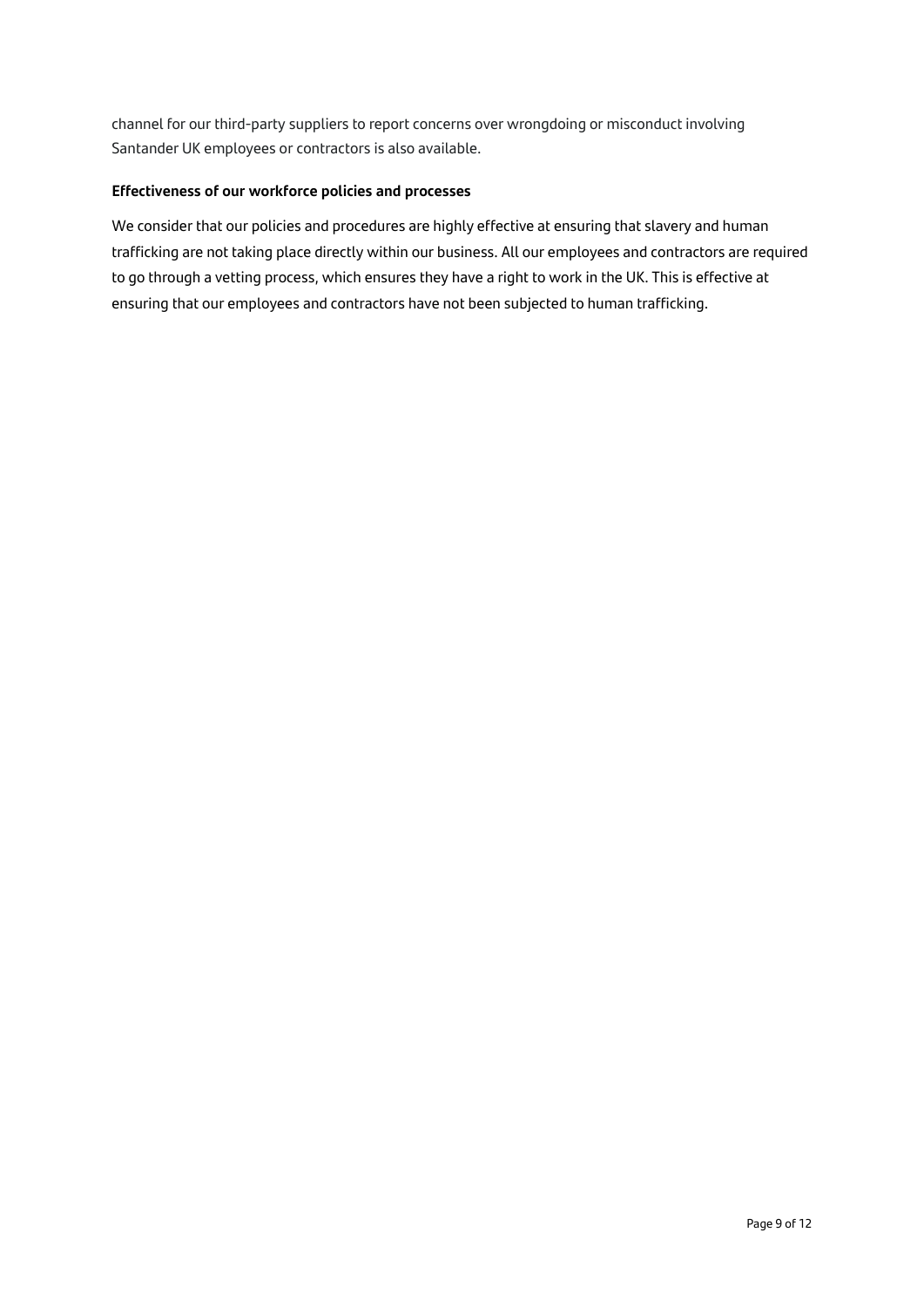channel for our third-party suppliers to report concerns over wrongdoing or misconduct involving Santander UK employees or contractors is also available.

**Effectiveness of our workforce policies and processes**

We consider that our policies and procedures are highly effective at ensuring that slavery and human trafficking are not taking place directly within our business. All our employees and contractors are required to go through a vetting process, which ensures they have a right to work in the UK. This is effective at ensuring that our employees and contractors have not been subjected to human trafficking.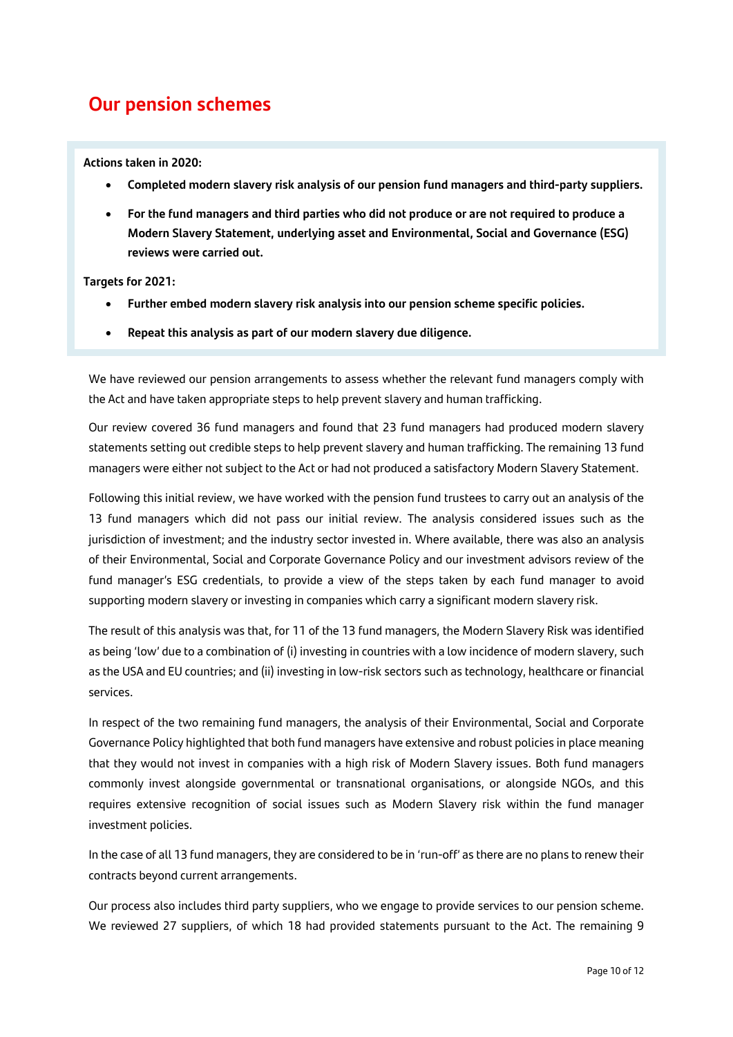## Our pension schemes

**Actions taken in 2020:**

- **Completed modern slavery risk analysis of our pension fund managers and third-party suppliers.**
- **For the fund managers and third parties who did not produce or are not required to produce a Modern Slavery Statement, underlying asset and Environmental, Social and Governance (ESG) reviews were carried out.**

**Targets for 2021:**

- **Further embed modern slavery risk analysis into our pension scheme specific policies.**
- **Repeat this analysis as part of our modern slavery due diligence.**

We have reviewed our pension arrangements to assess whether the relevant fund managers comply with the Act and have taken appropriate steps to help prevent slavery and human trafficking.

Our review covered 36 fund managers and found that 23 fund managers had produced modern slavery statements setting out credible steps to help prevent slavery and human trafficking. The remaining 13 fund managers were either not subject to the Act or had not produced a satisfactory Modern Slavery Statement.

Following this initial review, we have worked with the pension fund trustees to carry out an analysis of the 13 fund managers which did not pass our initial review. The analysis considered issues such as the jurisdiction of investment; and the industry sector invested in. Where available, there was also an analysis of their Environmental, Social and Corporate Governance Policy and our investment advisors review of the fund manager's ESG credentials, to provide a view of the steps taken by each fund manager to avoid supporting modern slavery or investing in companies which carry a significant modern slavery risk.

The result of this analysis was that, for 11 of the 13 fund managers, the Modern Slavery Risk was identified as being 'low' due to a combination of (i) investing in countries with a low incidence of modern slavery, such as the USA and EU countries; and (ii) investing in low-risk sectors such as technology, healthcare or financial services.

In respect of the two remaining fund managers, the analysis of their Environmental, Social and Corporate Governance Policy highlighted that both fund managers have extensive and robust policies in place meaning that they would not invest in companies with a high risk of Modern Slavery issues. Both fund managers commonly invest alongside governmental or transnational organisations, or alongside NGOs, and this requires extensive recognition of social issues such as Modern Slavery risk within the fund manager investment policies.

In the case of all 13 fund managers, they are considered to be in 'run-off' as there are no plans to renew their contracts beyond current arrangements.

Our process also includes third party suppliers, who we engage to provide services to our pension scheme. We reviewed 27 suppliers, of which 18 had provided statements pursuant to the Act. The remaining 9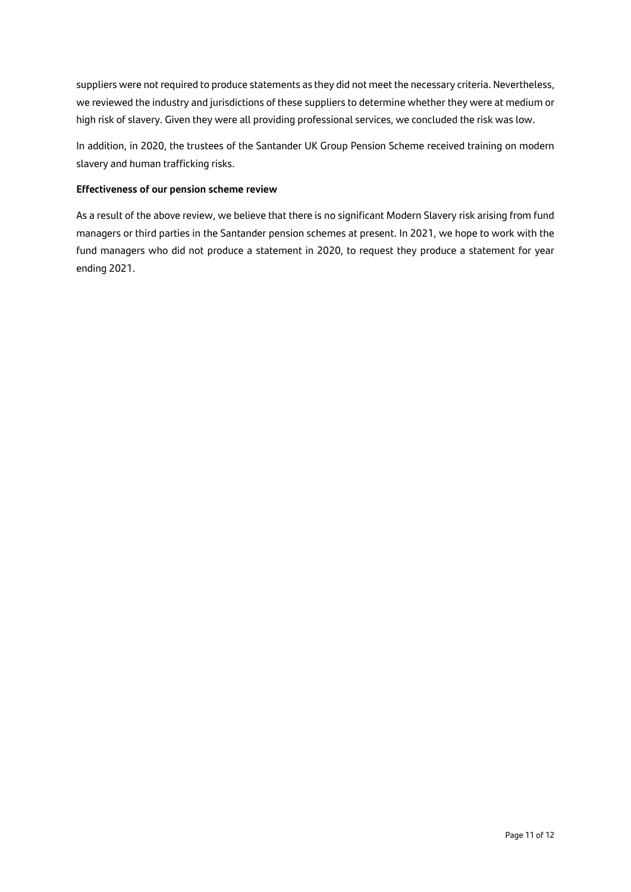suppliers were not required to produce statements as they did not meet the necessary criteria. Nevertheless, we reviewed the industry and jurisdictions of these suppliers to determine whether they were at medium or high risk of slavery. Given they were all providing professional services, we concluded the risk was low.

In addition, in 2020, the trustees of the Santander UK Group Pension Scheme received training on modern slavery and human trafficking risks.

**Effectiveness of our pension scheme review**

As a result of the above review, we believe that there is no significant Modern Slavery risk arising from fund managers or third parties in the Santander pension schemes at present. In 2021, we hope to work with the fund managers who did not produce a statement in 2020, to request they produce a statement for year ending 2021.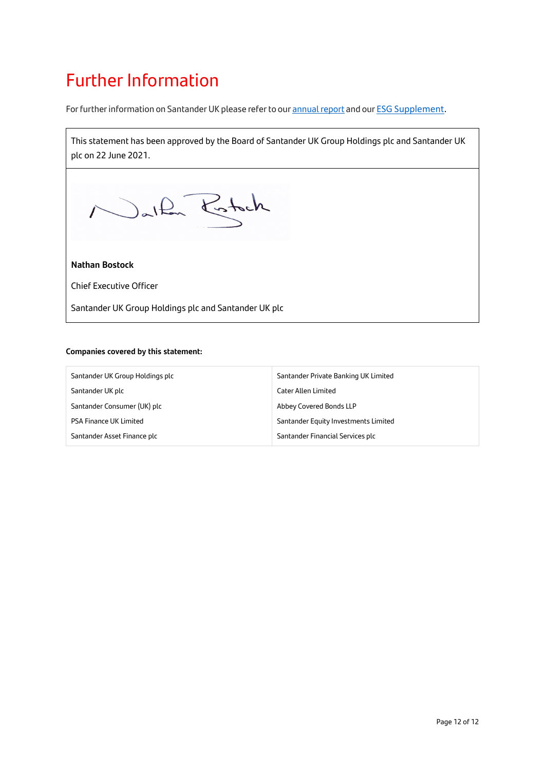# Further Information

For further information on Santander UK please refer to our annual report and our ESG Supplement.

This statement has been approved by the Board of Santander UK Group Holdings plc and Santander UK plc on 22 June 2021.

**Nathan Bostock**

Chief Executive Officer

Santander UK Group Holdings plc and Santander UK plc

**Companies covered by this statement:**

| | |
|---|---|
| Santander UK Group Holdings plc | Santander Private Banking UK Limited |
| Santander UK plc | Cater Allen Limited |
| Santander Consumer (UK) plc | Abbey Covered Bonds LLP |
| PSA Finance UK Limited | Santander Equity Investments Limited |
| Santander Asset Finance plc | Santander Financial Services plc |